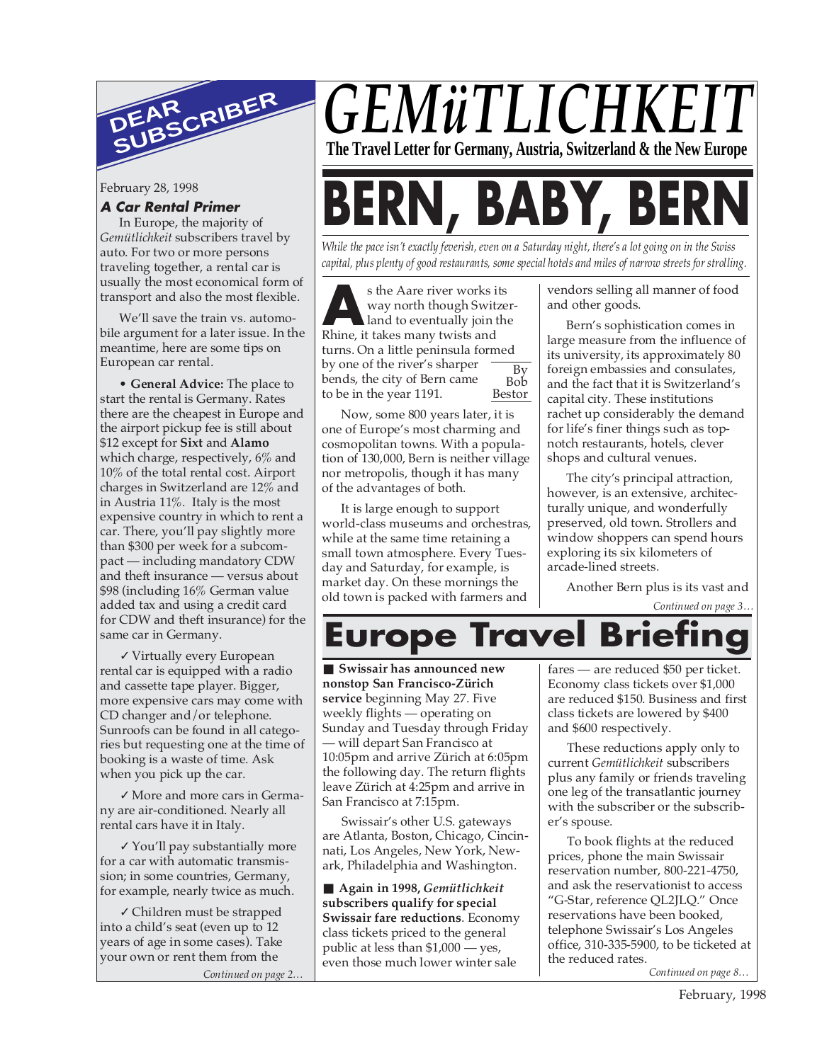# GEMüTLICHKEIT

**The Travel Letter for Germany, Austria, Switzerland & the New Europe**

## DEAR SUBSCRIBER

February 28, 1998

### A Car Rental Primer

In Europe, the majority of *Gemütlichkeit* subscribers travel by auto. For two or more persons traveling together, a rental car is usually the most economical form of transport and also the most flexible.

We'll save the train vs. automobile argument for a later issue. In the meantime, here are some tips on European car rental.

• **General Advice:** The place to start the rental is Germany. Rates there are the cheapest in Europe and the airport pickup fee is still about $12 except for **Sixt** and **Alamo** which charge, respectively, 6% and 10% of the total rental cost. Airport charges in Switzerland are 12% and in Austria 11%. Italy is the most expensive country in which to rent a car. There, you'll pay slightly more than $300 per week for a subcompact — including mandatory CDW and theft insurance — versus about $98 (including 16% German value added tax and using a credit card for CDW and theft insurance) for the same car in Germany.

✓ Virtually every European rental car is equipped with a radio and cassette tape player. Bigger, more expensive cars may come with CD changer and/or telephone. Sunroofs can be found in all categories but requesting one at the time of booking is a waste of time. Ask when you pick up the car.

✓ More and more cars in Germany are air-conditioned. Nearly all rental cars have it in Italy.

✓ You'll pay substantially more for a car with automatic transmission; in some countries, Germany, for example, nearly twice as much.

✓ Children must be strapped into a child's seat (even up to 12 years of age in some cases). Take your own or rent them from the

*Continued on page 2…*

# BERN, BABY, BERN

*While the pace isn't exactly feverish, even on a Saturday night, there's a lot going on in the Swiss capital, plus plenty of good restaurants, some special hotels and miles of narrow streets for strolling.*

By Bob Bestor

As the Aare river works its way north though Switzerland to eventually join the Rhine, it takes many twists and turns. On a little peninsula formed by one of the river's sharper bends, the city of Bern came to be in the year 1191.

Now, some 800 years later, it is one of Europe's most charming and cosmopolitan towns. With a population of 130,000, Bern is neither village nor metropolis, though it has many of the advantages of both.

It is large enough to support world-class museums and orchestras, while at the same time retaining a small town atmosphere. Every Tuesday and Saturday, for example, is market day. On these mornings the old town is packed with farmers and vendors selling all manner of food and other goods.

Bern's sophistication comes in large measure from the influence of its university, its approximately 80 foreign embassies and consulates, and the fact that it is Switzerland's capital city. These institutions rachet up considerably the demand for life's finer things such as top-notch restaurants, hotels, clever shops and cultural venues.

The city's principal attraction, however, is an extensive, architecturally unique, and wonderfully preserved, old town. Strollers and window shoppers can spend hours exploring its six kilometers of arcade-lined streets.

Another Bern plus is its vast and

*Continued on page 3…*

# Europe Travel Briefing

■ **Swissair has announced new nonstop San Francisco-Zürich service** beginning May 27. Five weekly flights — operating on Sunday and Tuesday through Friday — will depart San Francisco at 10:05pm and arrive Zürich at 6:05pm the following day. The return flights leave Zürich at 4:25pm and arrive in San Francisco at 7:15pm.

Swissair's other U.S. gateways are Atlanta, Boston, Chicago, Cincinnati, Los Angeles, New York, Newark, Philadelphia and Washington.

■ **Again in 1998, *Gemütlichkeit* subscribers qualify for special Swissair fare reductions**. Economy class tickets priced to the general public at less than $1,000 — yes, even those much lower winter sale fares — are reduced $50 per ticket. Economy class tickets over $1,000 are reduced $150. Business and first class tickets are lowered by $400 and $600 respectively.

These reductions apply only to current *Gemütlichkeit* subscribers plus any family or friends traveling one leg of the transatlantic journey with the subscriber or the subscriber's spouse.

To book flights at the reduced prices, phone the main Swissair reservation number, 800-221-4750, and ask the reservationist to access "G-Star, reference QL2JLQ." Once reservations have been booked, telephone Swissair's Los Angeles office, 310-335-5900, to be ticketed at the reduced rates.

*Continued on page 8…*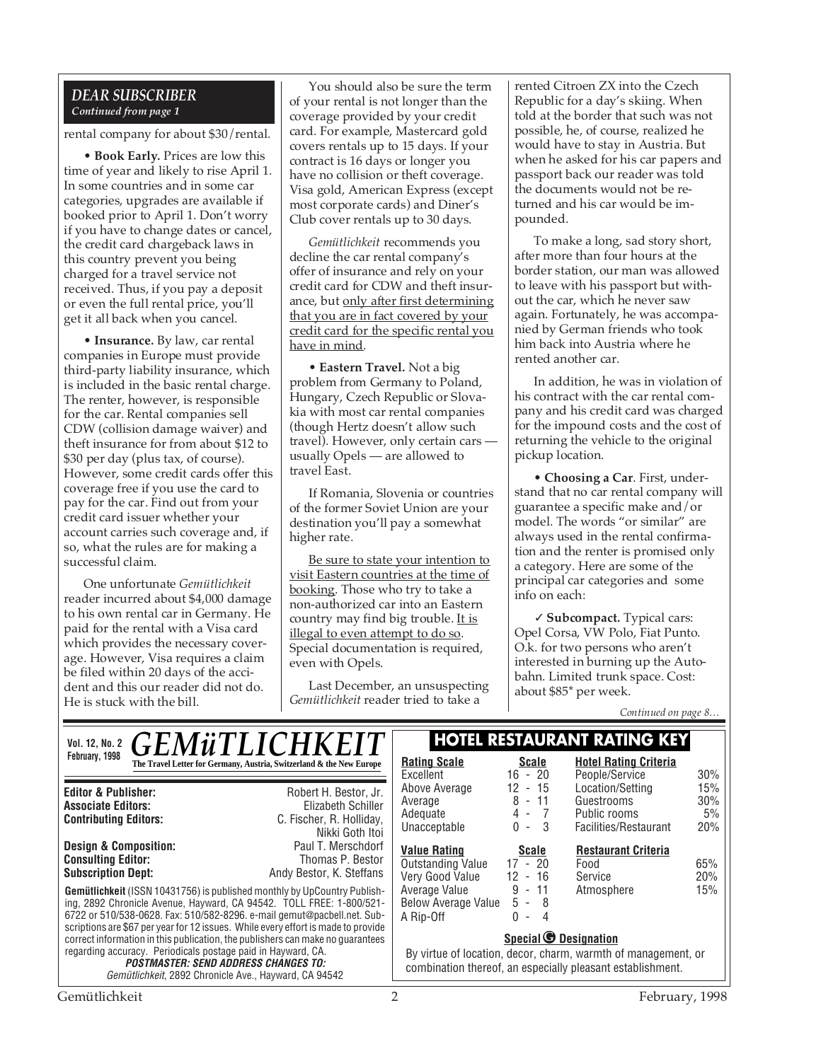*DEAR SUBSCRIBER*
*Continued from page 1*

rental company for about $30/rental.

• **Book Early.** Prices are low this time of year and likely to rise April 1. In some countries and in some car categories, upgrades are available if booked prior to April 1. Don't worry if you have to change dates or cancel, the credit card chargeback laws in this country prevent you being charged for a travel service not received. Thus, if you pay a deposit or even the full rental price, you'll get it all back when you cancel.

• **Insurance.** By law, car rental companies in Europe must provide third-party liability insurance, which is included in the basic rental charge. The renter, however, is responsible for the car. Rental companies sell CDW (collision damage waiver) and theft insurance for from about $12 to $30 per day (plus tax, of course). However, some credit cards offer this coverage free if you use the card to pay for the car. Find out from your credit card issuer whether your account carries such coverage and, if so, what the rules are for making a successful claim.

One unfortunate *Gemütlichkeit* reader incurred about $4,000 damage to his own rental car in Germany. He paid for the rental with a Visa card which provides the necessary coverage. However, Visa requires a claim be filed within 20 days of the accident and this our reader did not do. He is stuck with the bill.

You should also be sure the term of your rental is not longer than the coverage provided by your credit card. For example, Mastercard gold covers rentals up to 15 days. If your contract is 16 days or longer you have no collision or theft coverage. Visa gold, American Express (except most corporate cards) and Diner's Club cover rentals up to 30 days.

*Gemütlichkeit* recommends you decline the car rental company's offer of insurance and rely on your credit card for CDW and theft insurance, but only after first determining that you are in fact covered by your credit card for the specific rental you have in mind.

• **Eastern Travel.** Not a big problem from Germany to Poland, Hungary, Czech Republic or Slovakia with most car rental companies (though Hertz doesn't allow such travel). However, only certain cars — usually Opels — are allowed to travel East.

If Romania, Slovenia or countries of the former Soviet Union are your destination you'll pay a somewhat higher rate.

Be sure to state your intention to visit Eastern countries at the time of booking. Those who try to take a non-authorized car into an Eastern country may find big trouble. It is illegal to even attempt to do so. Special documentation is required, even with Opels.

Last December, an unsuspecting *Gemütlichkeit* reader tried to take a rented Citroen ZX into the Czech Republic for a day's skiing. When told at the border that such was not possible, he, of course, realized he would have to stay in Austria. But when he asked for his car papers and passport back our reader was told the documents would not be returned and his car would be impounded.

To make a long, sad story short, after more than four hours at the border station, our man was allowed to leave with his passport but without the car, which he never saw again. Fortunately, he was accompanied by German friends who took him back into Austria where he rented another car.

In addition, he was in violation of his contract with the car rental company and his credit card was charged for the impound costs and the cost of returning the vehicle to the original pickup location.

• **Choosing a Car**. First, understand that no car rental company will guarantee a specific make and/or model. The words "or similar" are always used in the rental confirmation and the renter is promised only a category. Here are some of the principal car categories and some info on each:

✓ **Subcompact.** Typical cars: Opel Corsa, VW Polo, Fiat Punto. O.k. for two persons who aren't interested in burning up the Autobahn. Limited trunk space. Cost: about $85* per week.

*Continued on page 8…*

---

**Vol. 12, No. 2**
**February, 1998**

# GEMüTLICHKEIT

**The Travel Letter for Germany, Austria, Switzerland & the New Europe**

| | |
|---|---|
| **Editor & Publisher:** | Robert H. Bestor, Jr. |
| **Associate Editors:** | Elizabeth Schiller |
| **Contributing Editors:** | C. Fischer, R. Holliday, Nikki Goth Itoi |
| **Design & Composition:** | Paul T. Merschdorf |
| **Consulting Editor:** | Thomas P. Bestor |
| **Subscription Dept:** | Andy Bestor, K. Steffans |

**Gemütlichkeit** (ISSN 10431756) is published monthly by UpCountry Publishing, 2892 Chronicle Avenue, Hayward, CA 94542. TOLL FREE: 1-800/521-6722 or 510/538-0628. Fax: 510/582-8296. e-mail gemut@pacbell.net. Subscriptions are $67 per year for 12 issues. While every effort is made to provide correct information in this publication, the publishers can make no guarantees regarding accuracy. Periodicals postage paid in Hayward, CA.

***POSTMASTER: SEND ADDRESS CHANGES TO:***
*Gemütlichkeit*, 2892 Chronicle Ave., Hayward, CA 94542

## HOTEL RESTAURANT RATING KEY

| Rating Scale | Scale |
|---|---|
| Excellent | 16 - 20 |
| Above Average | 12 - 15 |
| Average | 8 - 11 |
| Adequate | 4 - 7 |
| Unacceptable | 0 - 3 |

| Hotel Rating Criteria | |
|---|---|
| People/Service | 30% |
| Location/Setting | 15% |
| Guestrooms | 30% |
| Public rooms | 5% |
| Facilities/Restaurant | 20% |

| Value Rating | Scale |
|---|---|
| Outstanding Value | 17 - 20 |
| Very Good Value | 12 - 16 |
| Average Value | 9 - 11 |
| Below Average Value | 5 - 8 |
| A Rip-Off | 0 - 4 |

| Restaurant Criteria | |
|---|---|
| Food | 65% |
| Service | 20% |
| Atmosphere | 15% |

**Special G Designation**

By virtue of location, decor, charm, warmth of management, or combination thereof, an especially pleasant establishment.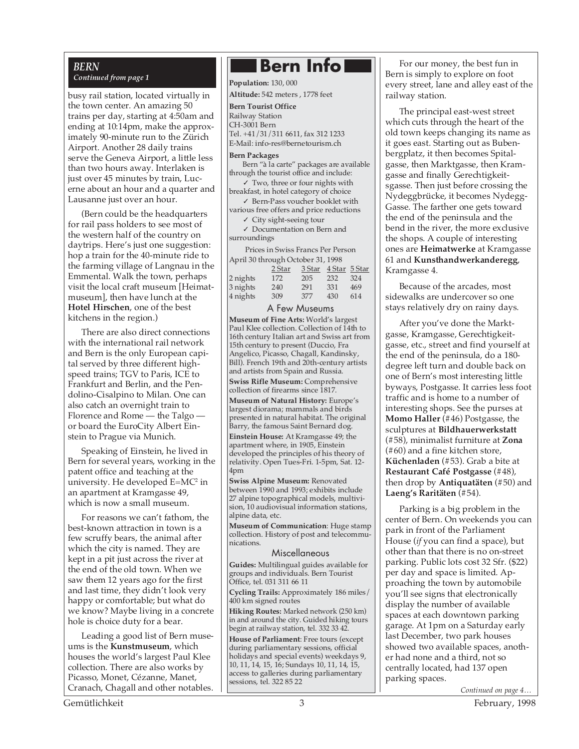## BERN
*Continued from page 1*

busy rail station, located virtually in the town center. An amazing 50 trains per day, starting at 4:50am and ending at 10:14pm, make the approximately 90-minute run to the Zürich Airport. Another 28 daily trains serve the Geneva Airport, a little less than two hours away. Interlaken is just over 45 minutes by train, Lucerne about an hour and a quarter and Lausanne just over an hour.

(Bern could be the headquarters for rail pass holders to see most of the western half of the country on daytrips. Here's just one suggestion: hop a train for the 40-minute ride to the farming village of Langnau in the Emmental. Walk the town, perhaps visit the local craft museum [Heimatmuseum], then have lunch at the **Hotel Hirschen**, one of the best kitchens in the region.)

There are also direct connections with the international rail network and Bern is the only European capital served by three different high-speed trains; TGV to Paris, ICE to Frankfurt and Berlin, and the Pendolino-Cisalpino to Milan. One can also catch an overnight train to Florence and Rome — the Talgo — or board the EuroCity Albert Einstein to Prague via Munich.

Speaking of Einstein, he lived in Bern for several years, working in the patent office and teaching at the university. He developed $E=MC^2$ in an apartment at Kramgasse 49, which is now a small museum.

For reasons we can't fathom, the best-known attraction in town is a few scruffy bears, the animal after which the city is named. They are kept in a pit just across the river at the end of the old town. When we saw them 12 years ago for the first and last time, they didn't look very happy or comfortable; but what do we know? Maybe living in a concrete hole is choice duty for a bear.

Leading a good list of Bern museums is the **Kunstmuseum**, which houses the world's largest Paul Klee collection. There are also works by Picasso, Monet, Cézanne, Manet, Cranach, Chagall and other notables.

## Bern Info

**Population:** 130, 000

**Altitude:** 542 meters , 1778 feet

**Bern Tourist Office**
Railway Station
CH-3001 Bern
Tel. +41/31/311 6611, fax 312 1233
E-Mail: info-res@bernetourism.ch

**Bern Packages**

Bern "à la carte" packages are available through the tourist office and include:

- ✓ Two, three or four nights with breakfast, in hotel category of choice
- ✓ Bern-Pass voucher booklet with various free offers and price reductions
- ✓ City sight-seeing tour
- ✓ Documentation on Bern and surroundings

Prices in Swiss Francs Per Person April 30 through October 31, 1998

| | 2 Star | 3 Star | 4 Star | 5 Star |
|---|---|---|---|---|
| 2 nights | 172 | 205 | 232 | 324 |
| 3 nights | 240 | 291 | 331 | 469 |
| 4 nights | 309 | 377 | 430 | 614 |

### A Few Museums

**Museum of Fine Arts:** World's largest Paul Klee collection. Collection of 14th to 16th century Italian art and Swiss art from 15th century to present (Duccio, Fra Angelico, Picasso, Chagall, Kandinsky, Bill). French 19th and 20th-century artists and artists from Spain and Russia.

**Swiss Rifle Museum:** Comprehensive collection of firearms since 1817.

**Museum of Natural History:** Europe's largest diorama; mammals and birds presented in natural habitat. The original Barry, the famous Saint Bernard dog.

**Einstein House:** At Kramgasse 49; the apartment where, in 1905, Einstein developed the principles of his theory of relativity. Open Tues-Fri. 1-5pm, Sat. 12-4pm

**Swiss Alpine Museum:** Renovated between 1990 and 1993; exhibits include 27 alpine topographical models, multivision, 10 audiovisual information stations, alpine data, etc.

**Museum of Communication**: Huge stamp collection. History of post and telecommunications.

### Miscellaneous

**Guides:** Multilingual guides available for groups and individuals. Bern Tourist Office, tel. 031 311 66 11

**Cycling Trails:** Approximately 186 miles/ 400 km signed routes

**Hiking Routes:** Marked network (250 km) in and around the city. Guided hiking tours begin at railway station, tel. 332 33 42.

**House of Parliament**: Free tours (except during parliamentary sessions, official holidays and special events) weekdays 9, 10, 11, 14, 15, 16; Sundays 10, 11, 14, 15, access to galleries during parliamentary sessions, tel. 322 85 22

For our money, the best fun in Bern is simply to explore on foot every street, lane and alley east of the railway station.

The principal east-west street which cuts through the heart of the old town keeps changing its name as it goes east. Starting out as Bubenbergplatz, it then becomes Spitalgasse, then Marktgasse, then Kramgasse and finally Gerechtigkeitsgasse. Then just before crossing the Nydeggbrücke, it becomes Nydegg-Gasse. The farther one gets toward the end of the peninsula and the bend in the river, the more exclusive the shops. A couple of interesting ones are **Heimatwerke** at Kramgasse 61 and **Kunsthandwerkanderegg**, Kramgasse 4.

Because of the arcades, most sidewalks are undercover so one stays relatively dry on rainy days.

After you've done the Marktgasse, Kramgasse, Gerechtigkeitgasse, etc., street and find yourself at the end of the peninsula, do a 180-degree left turn and double back on one of Bern's most interesting little byways, Postgasse. It carries less foot traffic and is home to a number of interesting shops. See the purses at **Momo Haller** (#46) Postgasse, the sculptures at **Bildhauerwerkstatt** (#58), minimalist furniture at **Zona** (#60) and a fine kitchen store, **Küchenladen** (#53). Grab a bite at **Restaurant Café Postgasse** (#48), then drop by **Antiquatäten** (#50) and **Laeng's Raritäten** (#54).

Parking is a big problem in the center of Bern. On weekends you can park in front of the Parliament House (*if* you can find a space), but other than that there is no on-street parking. Public lots cost 32 Sfr. ($22) per day and space is limited. Approaching the town by automobile you'll see signs that electronically display the number of available spaces at each downtown parking garage. At 1pm on a Saturday early last December, two park houses showed two available spaces, another had none and a third, not so centrally located, had 137 open parking spaces.

*Continued on page 4…*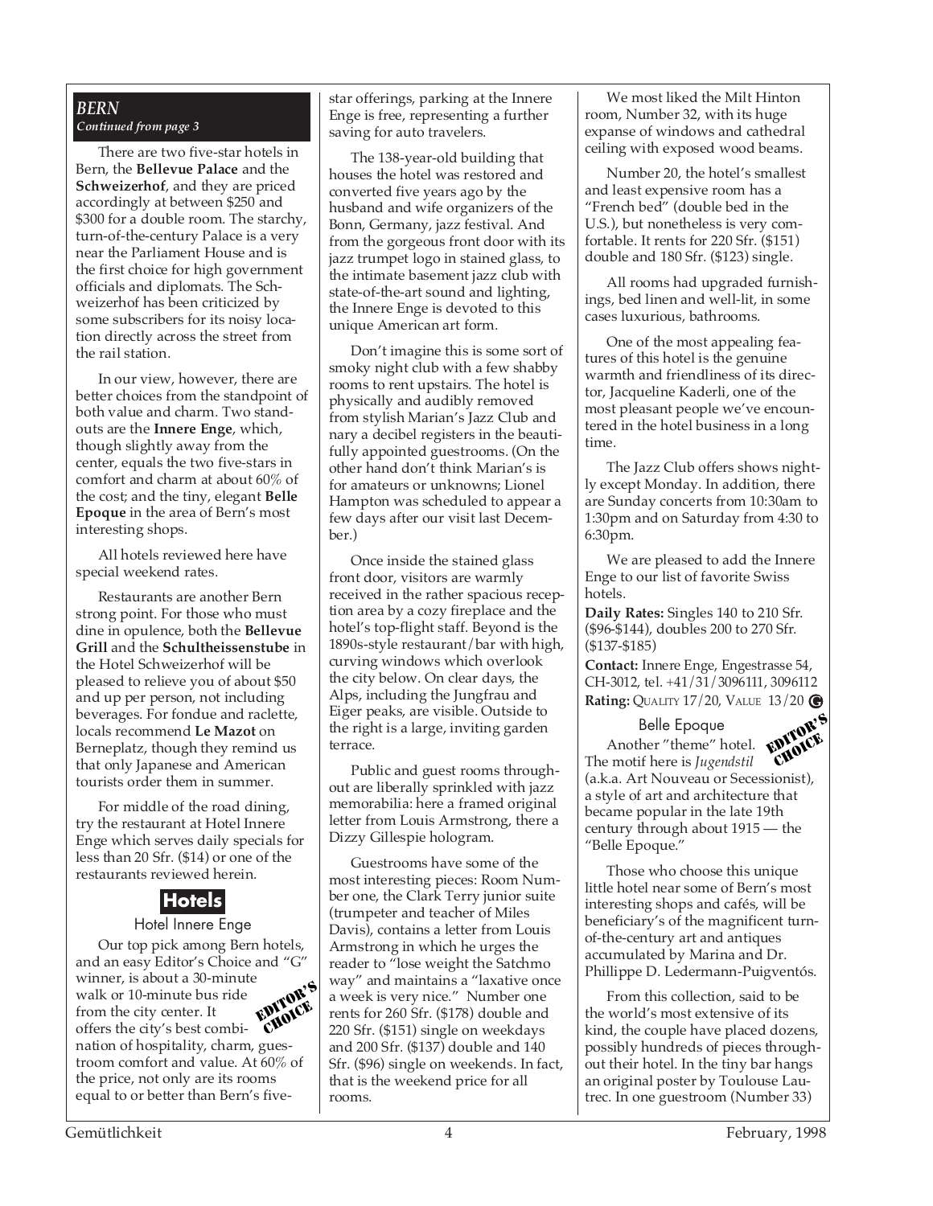*BERN*
*Continued from page 3*

There are two five-star hotels in Bern, the **Bellevue Palace** and the **Schweizerhof**, and they are priced accordingly at between $250 and $300 for a double room. The starchy, turn-of-the-century Palace is a very near the Parliament House and is the first choice for high government officials and diplomats. The Schweizerhof has been criticized by some subscribers for its noisy location directly across the street from the rail station.

In our view, however, there are better choices from the standpoint of both value and charm. Two standouts are the **Innere Enge**, which, though slightly away from the center, equals the two five-stars in comfort and charm at about 60% of the cost; and the tiny, elegant **Belle Epoque** in the area of Bern's most interesting shops.

All hotels reviewed here have special weekend rates.

Restaurants are another Bern strong point. For those who must dine in opulence, both the **Bellevue Grill** and the **Schultheissenstube** in the Hotel Schweizerhof will be pleased to relieve you of about $50 and up per person, not including beverages. For fondue and raclette, locals recommend **Le Mazot** on Berneplatz, though they remind us that only Japanese and American tourists order them in summer.

For middle of the road dining, try the restaurant at Hotel Innere Enge which serves daily specials for less than 20 Sfr. ($14) or one of the restaurants reviewed herein.

## Hotels

### Hotel Innere Enge

EDITOR'S CHOICE

Our top pick among Bern hotels, and an easy Editor's Choice and "G" winner, is about a 30-minute walk or 10-minute bus ride from the city center. It offers the city's best combination of hospitality, charm, guestroom comfort and value. At 60% of the price, not only are its rooms equal to or better than Bern's five-star offerings, parking at the Innere Enge is free, representing a further saving for auto travelers.

The 138-year-old building that houses the hotel was restored and converted five years ago by the husband and wife organizers of the Bonn, Germany, jazz festival. And from the gorgeous front door with its jazz trumpet logo in stained glass, to the intimate basement jazz club with state-of-the-art sound and lighting, the Innere Enge is devoted to this unique American art form.

Don't imagine this is some sort of smoky night club with a few shabby rooms to rent upstairs. The hotel is physically and audibly removed from stylish Marian's Jazz Club and nary a decibel registers in the beautifully appointed guestrooms. (On the other hand don't think Marian's is for amateurs or unknowns; Lionel Hampton was scheduled to appear a few days after our visit last December.)

Once inside the stained glass front door, visitors are warmly received in the rather spacious reception area by a cozy fireplace and the hotel's top-flight staff. Beyond is the 1890s-style restaurant/bar with high, curving windows which overlook the city below. On clear days, the Alps, including the Jungfrau and Eiger peaks, are visible. Outside to the right is a large, inviting garden terrace.

Public and guest rooms throughout are liberally sprinkled with jazz memorabilia: here a framed original letter from Louis Armstrong, there a Dizzy Gillespie hologram.

Guestrooms have some of the most interesting pieces: Room Number one, the Clark Terry junior suite (trumpeter and teacher of Miles Davis), contains a letter from Louis Armstrong in which he urges the reader to "lose weight the Satchmo way" and maintains a "laxative once a week is very nice." Number one rents for 260 Sfr. ($178) double and 220 Sfr. ($151) single on weekdays and 200 Sfr. ($137) double and 140 Sfr. ($96) single on weekends. In fact, that is the weekend price for all rooms.

We most liked the Milt Hinton room, Number 32, with its huge expanse of windows and cathedral ceiling with exposed wood beams.

Number 20, the hotel's smallest and least expensive room has a "French bed" (double bed in the U.S.), but nonetheless is very comfortable. It rents for 220 Sfr. ($151) double and 180 Sfr. ($123) single.

All rooms had upgraded furnishings, bed linen and well-lit, in some cases luxurious, bathrooms.

One of the most appealing features of this hotel is the genuine warmth and friendliness of its director, Jacqueline Kaderli, one of the most pleasant people we've encountered in the hotel business in a long time.

The Jazz Club offers shows nightly except Monday. In addition, there are Sunday concerts from 10:30am to 1:30pm and on Saturday from 4:30 to 6:30pm.

We are pleased to add the Innere Enge to our list of favorite Swiss hotels.

**Daily Rates:** Singles 140 to 210 Sfr. ($96-$144), doubles 200 to 270 Sfr. ($137-$185)

**Contact:** Innere Enge, Engestrasse 54, CH-3012, tel. +41/31/3096111, 3096112

**Rating:** QUALITY 17/20, VALUE 13/20 G

### Belle Epoque

EDITOR'S CHOICE

Another "theme" hotel. The motif here is *Jugendstil* (a.k.a. Art Nouveau or Secessionist), a style of art and architecture that became popular in the late 19th century through about 1915 — the "Belle Epoque."

Those who choose this unique little hotel near some of Bern's most interesting shops and cafés, will be beneficiary's of the magnificent turn-of-the-century art and antiques accumulated by Marina and Dr. Phillippe D. Ledermann-Puigventós.

From this collection, said to be the world's most extensive of its kind, the couple have placed dozens, possibly hundreds of pieces throughout their hotel. In the tiny bar hangs an original poster by Toulouse Lautrec. In one guestroom (Number 33)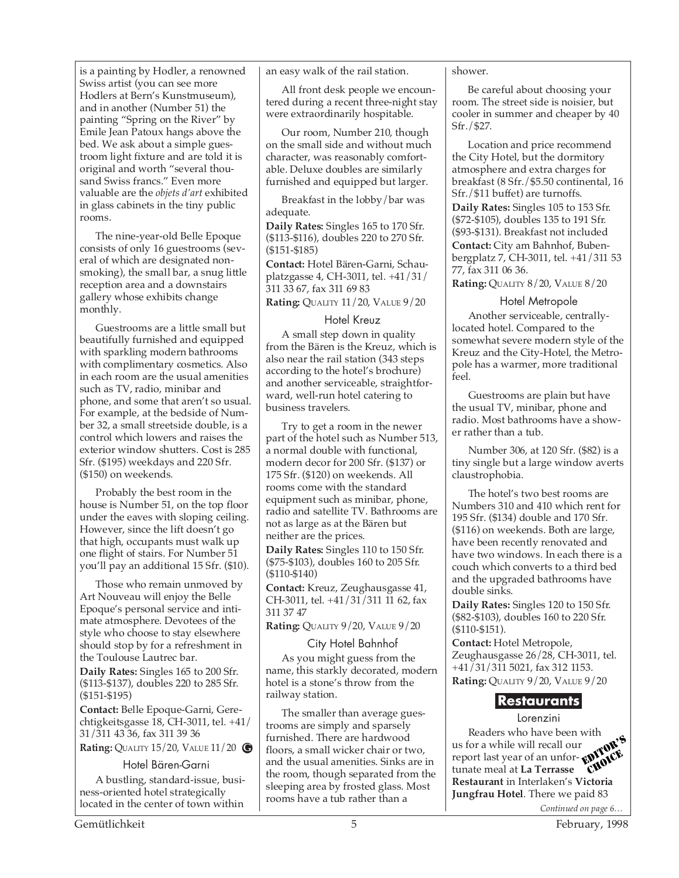is a painting by Hodler, a renowned Swiss artist (you can see more Hodlers at Bern's Kunstmuseum), and in another (Number 51) the painting "Spring on the River" by Emile Jean Patoux hangs above the bed. We ask about a simple guestroom light fixture and are told it is original and worth "several thousand Swiss francs." Even more valuable are the *objets d'art* exhibited in glass cabinets in the tiny public rooms.

The nine-year-old Belle Epoque consists of only 16 guestrooms (several of which are designated non-smoking), the small bar, a snug little reception area and a downstairs gallery whose exhibits change monthly.

Guestrooms are a little small but beautifully furnished and equipped with sparkling modern bathrooms with complimentary cosmetics. Also in each room are the usual amenities such as TV, radio, minibar and phone, and some that aren't so usual. For example, at the bedside of Number 32, a small streetside double, is a control which lowers and raises the exterior window shutters. Cost is 285 Sfr. ($195) weekdays and 220 Sfr. ($150) on weekends.

Probably the best room in the house is Number 51, on the top floor under the eaves with sloping ceiling. However, since the lift doesn't go that high, occupants must walk up one flight of stairs. For Number 51 you'll pay an additional 15 Sfr. ($10).

Those who remain unmoved by Art Nouveau will enjoy the Belle Epoque's personal service and intimate atmosphere. Devotees of the style who choose to stay elsewhere should stop by for a refreshment in the Toulouse Lautrec bar.

**Daily Rates:** Singles 165 to 200 Sfr. ($113-$137), doubles 220 to 285 Sfr. ($151-$195)

**Contact:** Belle Epoque-Garni, Gerechtigkeitsgasse 18, CH-3011, tel. +41/31/311 43 36, fax 311 39 36

**Rating:** QUALITY 15/20, VALUE 11/20 G

### Hotel Bären-Garni

A bustling, standard-issue, business-oriented hotel strategically located in the center of town within an easy walk of the rail station.

All front desk people we encountered during a recent three-night stay were extraordinarily hospitable.

Our room, Number 210, though on the small side and without much character, was reasonably comfortable. Deluxe doubles are similarly furnished and equipped but larger.

Breakfast in the lobby/bar was adequate.

**Daily Rates:** Singles 165 to 170 Sfr. ($113-$116), doubles 220 to 270 Sfr. ($151-$185)

**Contact:** Hotel Bären-Garni, Schauplatzgasse 4, CH-3011, tel. +41/31/311 33 67, fax 311 69 83

**Rating:** QUALITY 11/20, VALUE 9/20

### Hotel Kreuz

A small step down in quality from the Bären is the Kreuz, which is also near the rail station (343 steps according to the hotel's brochure) and another serviceable, straightforward, well-run hotel catering to business travelers.

Try to get a room in the newer part of the hotel such as Number 513, a normal double with functional, modern decor for 200 Sfr. ($137) or 175 Sfr. ($120) on weekends. All rooms come with the standard equipment such as minibar, phone, radio and satellite TV. Bathrooms are not as large as at the Bären but neither are the prices.

**Daily Rates:** Singles 110 to 150 Sfr. ($75-$103), doubles 160 to 205 Sfr. ($110-$140)

**Contact:** Kreuz, Zeughausgasse 41, CH-3011, tel. +41/31/311 11 62, fax 311 37 47

**Rating:** QUALITY 9/20, VALUE 9/20

### City Hotel Bahnhof

As you might guess from the name, this starkly decorated, modern hotel is a stone's throw from the railway station.

The smaller than average guestrooms are simply and sparsely furnished. There are hardwood floors, a small wicker chair or two, and the usual amenities. Sinks are in the room, though separated from the sleeping area by frosted glass. Most rooms have a tub rather than a shower.

Be careful about choosing your room. The street side is noisier, but cooler in summer and cheaper by 40 Sfr./$27.

Location and price recommend the City Hotel, but the dormitory atmosphere and extra charges for breakfast (8 Sfr./$5.50 continental, 16 Sfr./$11 buffet) are turnoffs.

**Daily Rates:** Singles 105 to 153 Sfr. ($72-$105), doubles 135 to 191 Sfr. ($93-$131). Breakfast not included

**Contact:** City am Bahnhof, Bubenbergplatz 7, CH-3011, tel. +41/311 53 77, fax 311 06 36.

**Rating:** QUALITY 8/20, VALUE 8/20

### Hotel Metropole

Another serviceable, centrally-located hotel. Compared to the somewhat severe modern style of the Kreuz and the City-Hotel, the Metropole has a warmer, more traditional feel.

Guestrooms are plain but have the usual TV, minibar, phone and radio. Most bathrooms have a shower rather than a tub.

Number 306, at 120 Sfr. ($82) is a tiny single but a large window averts claustrophobia.

The hotel's two best rooms are Numbers 310 and 410 which rent for 195 Sfr. ($134) double and 170 Sfr. ($116) on weekends. Both are large, have been recently renovated and have two windows. In each there is a couch which converts to a third bed and the upgraded bathrooms have double sinks.

**Daily Rates:** Singles 120 to 150 Sfr. ($82-$103), doubles 160 to 220 Sfr. ($110-$151).

**Contact:** Hotel Metropole, Zeughausgasse 26/28, CH-3011, tel. +41/31/311 5021, fax 312 1153.

**Rating:** QUALITY 9/20, VALUE 9/20

## Restaurants

### Lorenzini

EDITOR'S CHOICE

Readers who have been with us for a while will recall our report last year of an unfortunate meal at **La Terrasse Restaurant** in Interlaken's **Victoria Jungfrau Hotel**. There we paid 83

*Continued on page 6…*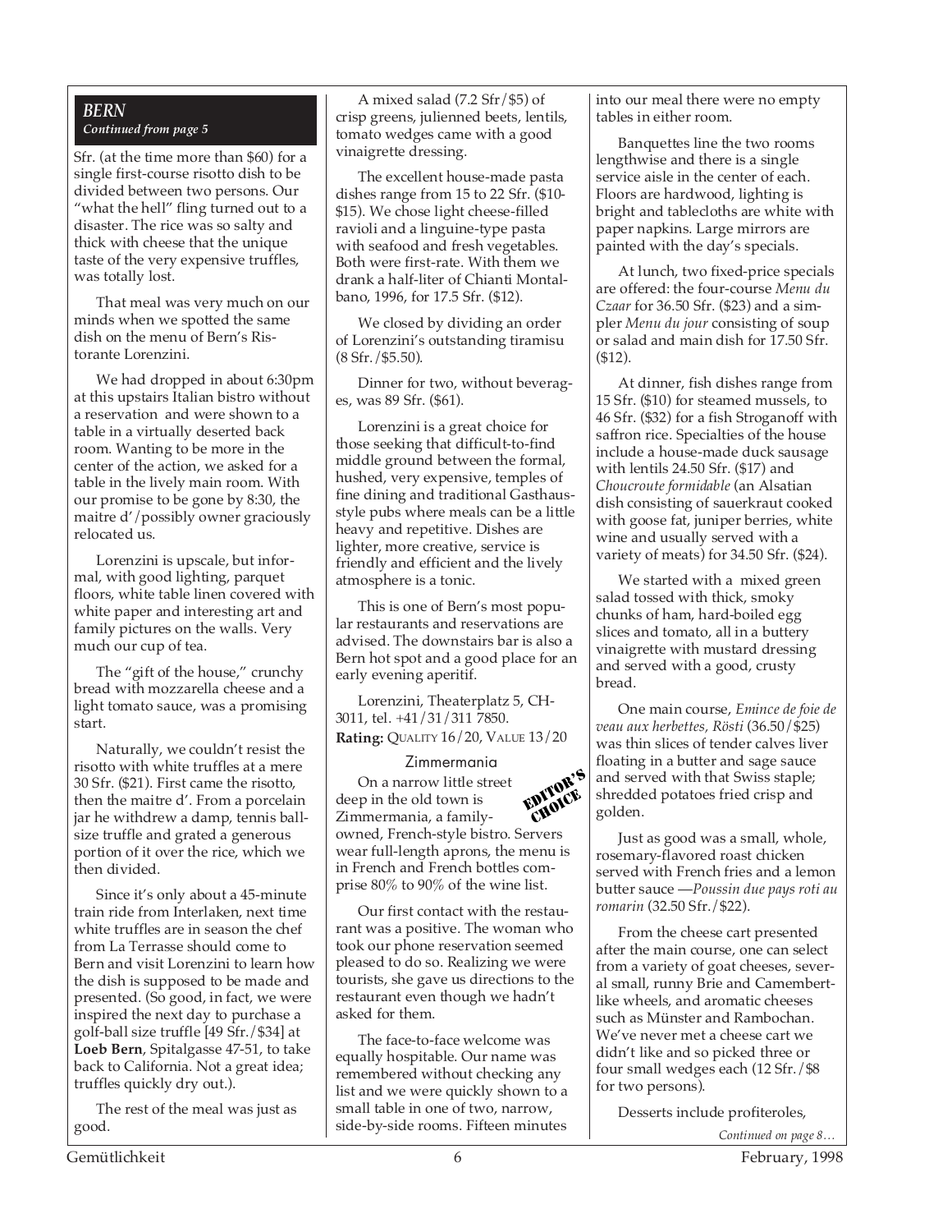## *BERN*

*Continued from page 5*

Sfr. (at the time more than $60) for a single first-course risotto dish to be divided between two persons. Our "what the hell" fling turned out to a disaster. The rice was so salty and thick with cheese that the unique taste of the very expensive truffles, was totally lost.

That meal was very much on our minds when we spotted the same dish on the menu of Bern's Ristorante Lorenzini.

We had dropped in about 6:30pm at this upstairs Italian bistro without a reservation and were shown to a table in a virtually deserted back room. Wanting to be more in the center of the action, we asked for a table in the lively main room. With our promise to be gone by 8:30, the maitre d'/possibly owner graciously relocated us.

Lorenzini is upscale, but informal, with good lighting, parquet floors, white table linen covered with white paper and interesting art and family pictures on the walls. Very much our cup of tea.

The "gift of the house," crunchy bread with mozzarella cheese and a light tomato sauce, was a promising start.

Naturally, we couldn't resist the risotto with white truffles at a mere 30 Sfr. ($21). First came the risotto, then the maitre d'. From a porcelain jar he withdrew a damp, tennis ball-size truffle and grated a generous portion of it over the rice, which we then divided.

Since it's only about a 45-minute train ride from Interlaken, next time white truffles are in season the chef from La Terrasse should come to Bern and visit Lorenzini to learn how the dish is supposed to be made and presented. (So good, in fact, we were inspired the next day to purchase a golf-ball size truffle [49 Sfr./$34] at **Loeb Bern**, Spitalgasse 47-51, to take back to California. Not a great idea; truffles quickly dry out.).

The rest of the meal was just as good.

A mixed salad (7.2 Sfr/$5) of crisp greens, julienned beets, lentils, tomato wedges came with a good vinaigrette dressing.

The excellent house-made pasta dishes range from 15 to 22 Sfr. ($10-$15). We chose light cheese-filled ravioli and a linguine-type pasta with seafood and fresh vegetables. Both were first-rate. With them we drank a half-liter of Chianti Montalbano, 1996, for 17.5 Sfr. ($12).

We closed by dividing an order of Lorenzini's outstanding tiramisu (8 Sfr./$5.50).

Dinner for two, without beverages, was 89 Sfr. ($61).

Lorenzini is a great choice for those seeking that difficult-to-find middle ground between the formal, hushed, very expensive, temples of fine dining and traditional Gasthaus-style pubs where meals can be a little heavy and repetitive. Dishes are lighter, more creative, service is friendly and efficient and the lively atmosphere is a tonic.

This is one of Bern's most popular restaurants and reservations are advised. The downstairs bar is also a Bern hot spot and a good place for an early evening aperitif.

Lorenzini, Theaterplatz 5, CH-3011, tel. +41/31/311 7850.
**Rating:** QUALITY 16/20, VALUE 13/20

### Zimmermania

EDITOR'S CHOICE

On a narrow little street deep in the old town is Zimmermania, a family-owned, French-style bistro. Servers wear full-length aprons, the menu is in French and French bottles comprise 80% to 90% of the wine list.

Our first contact with the restaurant was a positive. The woman who took our phone reservation seemed pleased to do so. Realizing we were tourists, she gave us directions to the restaurant even though we hadn't asked for them.

The face-to-face welcome was equally hospitable. Our name was remembered without checking any list and we were quickly shown to a small table in one of two, narrow, side-by-side rooms. Fifteen minutes into our meal there were no empty tables in either room.

Banquettes line the two rooms lengthwise and there is a single service aisle in the center of each. Floors are hardwood, lighting is bright and tablecloths are white with paper napkins. Large mirrors are painted with the day's specials.

At lunch, two fixed-price specials are offered: the four-course *Menu du Czaar* for 36.50 Sfr. ($23) and a simpler *Menu du jour* consisting of soup or salad and main dish for 17.50 Sfr. ($12).

At dinner, fish dishes range from 15 Sfr. ($10) for steamed mussels, to 46 Sfr. ($32) for a fish Stroganoff with saffron rice. Specialties of the house include a house-made duck sausage with lentils 24.50 Sfr. ($17) and *Choucroute formidable* (an Alsatian dish consisting of sauerkraut cooked with goose fat, juniper berries, white wine and usually served with a variety of meats) for 34.50 Sfr. ($24).

We started with a mixed green salad tossed with thick, smoky chunks of ham, hard-boiled egg slices and tomato, all in a buttery vinaigrette with mustard dressing and served with a good, crusty bread.

One main course, *Emince de foie de veau aux herbettes, Rösti* (36.50/$25) was thin slices of tender calves liver floating in a butter and sage sauce and served with that Swiss staple; shredded potatoes fried crisp and golden.

Just as good was a small, whole, rosemary-flavored roast chicken served with French fries and a lemon butter sauce —*Poussin due pays roti au romarin* (32.50 Sfr./$22).

From the cheese cart presented after the main course, one can select from a variety of goat cheeses, several small, runny Brie and Camembert-like wheels, and aromatic cheeses such as Münster and Rambochan. We've never met a cheese cart we didn't like and so picked three or four small wedges each (12 Sfr./$8 for two persons).

Desserts include profiteroles,

*Continued on page 8…*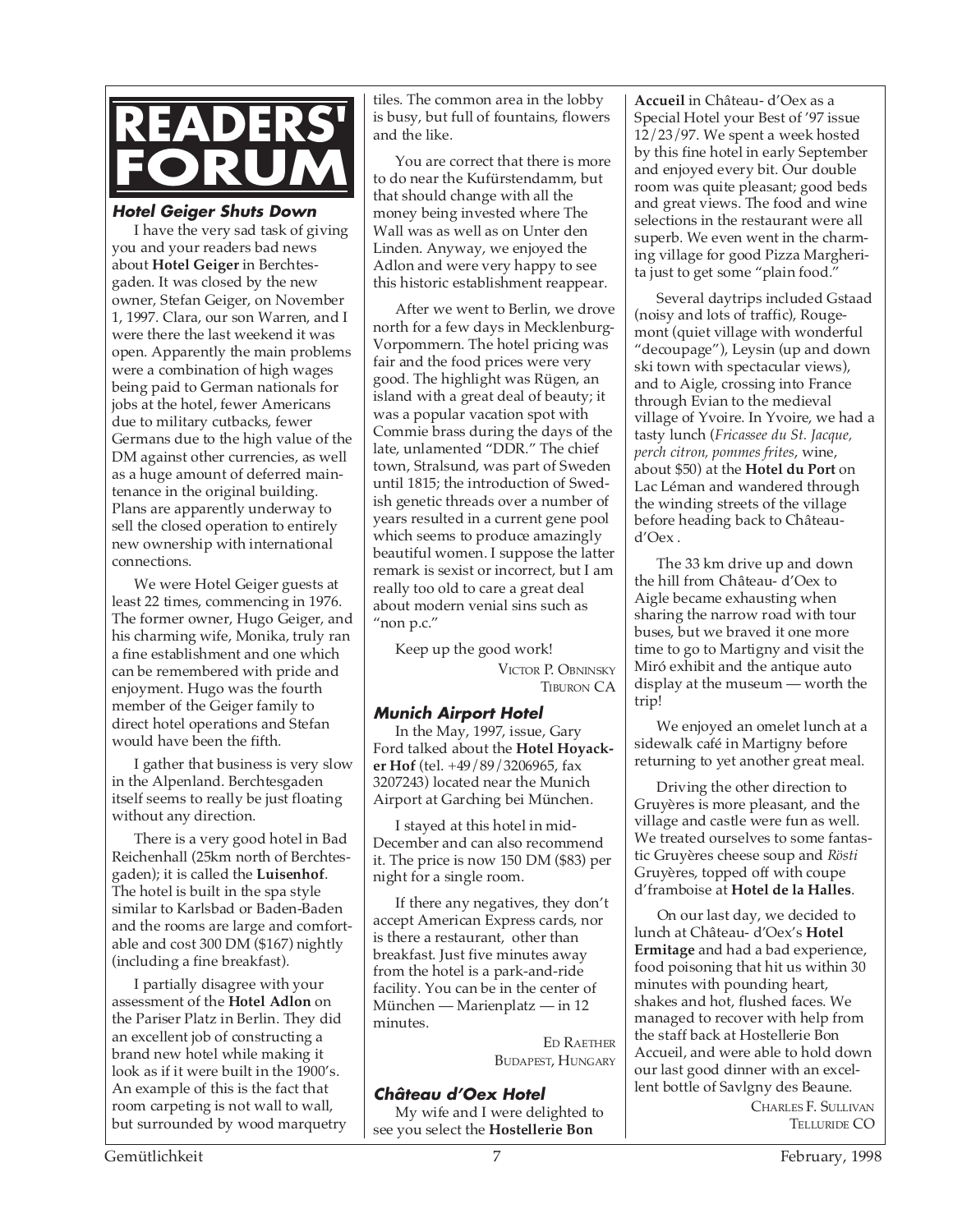# READERS' FORUM

### Hotel Geiger Shuts Down

I have the very sad task of giving you and your readers bad news about **Hotel Geiger** in Berchtesgaden. It was closed by the new owner, Stefan Geiger, on November 1, 1997. Clara, our son Warren, and I were there the last weekend it was open. Apparently the main problems were a combination of high wages being paid to German nationals for jobs at the hotel, fewer Americans due to military cutbacks, fewer Germans due to the high value of the DM against other currencies, as well as a huge amount of deferred maintenance in the original building. Plans are apparently underway to sell the closed operation to entirely new ownership with international connections.

We were Hotel Geiger guests at least 22 times, commencing in 1976. The former owner, Hugo Geiger, and his charming wife, Monika, truly ran a fine establishment and one which can be remembered with pride and enjoyment. Hugo was the fourth member of the Geiger family to direct hotel operations and Stefan would have been the fifth.

I gather that business is very slow in the Alpenland. Berchtesgaden itself seems to really be just floating without any direction.

There is a very good hotel in Bad Reichenhall (25km north of Berchtesgaden); it is called the **Luisenhof**. The hotel is built in the spa style similar to Karlsbad or Baden-Baden and the rooms are large and comfortable and cost 300 DM ($167) nightly (including a fine breakfast).

I partially disagree with your assessment of the **Hotel Adlon** on the Pariser Platz in Berlin. They did an excellent job of constructing a brand new hotel while making it look as if it were built in the 1900's. An example of this is the fact that room carpeting is not wall to wall, but surrounded by wood marquetry tiles. The common area in the lobby is busy, but full of fountains, flowers and the like.

You are correct that there is more to do near the Kufürstendamm, but that should change with all the money being invested where The Wall was as well as on Unter den Linden. Anyway, we enjoyed the Adlon and were very happy to see this historic establishment reappear.

After we went to Berlin, we drove north for a few days in Mecklenburg-Vorpommern. The hotel pricing was fair and the food prices were very good. The highlight was Rügen, an island with a great deal of beauty; it was a popular vacation spot with Commie brass during the days of the late, unlamented "DDR." The chief town, Stralsund, was part of Sweden until 1815; the introduction of Swedish genetic threads over a number of years resulted in a current gene pool which seems to produce amazingly beautiful women. I suppose the latter remark is sexist or incorrect, but I am really too old to care a great deal about modern venial sins such as "non p.c."

Keep up the good work!

VICTOR P. OBNINSKY
TIBURON CA

### Munich Airport Hotel

In the May, 1997, issue, Gary Ford talked about the **Hotel Hoyacker Hof** (tel. +49/89/3206965, fax 3207243) located near the Munich Airport at Garching bei München.

I stayed at this hotel in mid-December and can also recommend it. The price is now 150 DM ($83) per night for a single room.

If there any negatives, they don't accept American Express cards, nor is there a restaurant, other than breakfast. Just five minutes away from the hotel is a park-and-ride facility. You can be in the center of München — Marienplatz — in 12 minutes.

ED RAETHER
BUDAPEST, HUNGARY

### Château d'Oex Hotel

My wife and I were delighted to see you select the **Hostellerie Bon Accueil** in Château- d'Oex as a Special Hotel your Best of '97 issue 12/23/97. We spent a week hosted by this fine hotel in early September and enjoyed every bit. Our double room was quite pleasant; good beds and great views. The food and wine selections in the restaurant were all superb. We even went in the charming village for good Pizza Margherita just to get some "plain food."

Several daytrips included Gstaad (noisy and lots of traffic), Rougemont (quiet village with wonderful "decoupage"), Leysin (up and down ski town with spectacular views), and to Aigle, crossing into France through Evian to the medieval village of Yvoire. In Yvoire, we had a tasty lunch (*Fricassee du St. Jacque, perch citron, pommes frites*, wine, about $50) at the **Hotel du Port** on Lac Léman and wandered through the winding streets of the village before heading back to Château-d'Oex .

The 33 km drive up and down the hill from Château- d'Oex to Aigle became exhausting when sharing the narrow road with tour buses, but we braved it one more time to go to Martigny and visit the Miró exhibit and the antique auto display at the museum — worth the trip!

We enjoyed an omelet lunch at a sidewalk café in Martigny before returning to yet another great meal.

Driving the other direction to Gruyères is more pleasant, and the village and castle were fun as well. We treated ourselves to some fantastic Gruyères cheese soup and *Rösti* Gruyères, topped off with coupe d'framboise at **Hotel de la Halles**.

On our last day, we decided to lunch at Château- d'Oex's **Hotel Ermitage** and had a bad experience, food poisoning that hit us within 30 minutes with pounding heart, shakes and hot, flushed faces. We managed to recover with help from the staff back at Hostellerie Bon Accueil, and were able to hold down our last good dinner with an excellent bottle of Savlgny des Beaune.

CHARLES F. SULLIVAN
TELLURIDE CO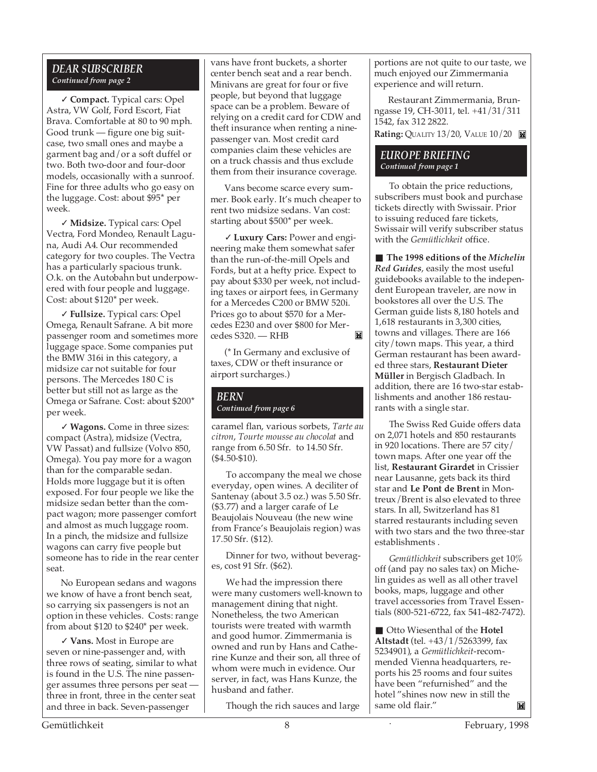## *DEAR SUBSCRIBER*
*Continued from page 2*

✓ **Compact.** Typical cars: Opel Astra, VW Golf, Ford Escort, Fiat Brava. Comfortable at 80 to 90 mph. Good trunk — figure one big suitcase, two small ones and maybe a garment bag and/or a soft duffel or two. Both two-door and four-door models, occasionally with a sunroof. Fine for three adults who go easy on the luggage. Cost: about $95* per week.

✓ **Midsize.** Typical cars: Opel Vectra, Ford Mondeo, Renault Laguna, Audi A4. Our recommended category for two couples. The Vectra has a particularly spacious trunk. O.k. on the Autobahn but underpowered with four people and luggage. Cost: about $120* per week.

✓ **Fullsize.** Typical cars: Opel Omega, Renault Safrane. A bit more passenger room and sometimes more luggage space. Some companies put the BMW 316i in this category, a midsize car not suitable for four persons. The Mercedes 180 C is better but still not as large as the Omega or Safrane. Cost: about $200* per week.

✓ **Wagons.** Come in three sizes: compact (Astra), midsize (Vectra, VW Passat) and fullsize (Volvo 850, Omega). You pay more for a wagon than for the comparable sedan. Holds more luggage but it is often exposed. For four people we like the midsize sedan better than the compact wagon; more passenger comfort and almost as much luggage room. In a pinch, the midsize and fullsize wagons can carry five people but someone has to ride in the rear center seat.

No European sedans and wagons we know of have a front bench seat, so carrying six passengers is not an option in these vehicles. Costs: range from about $120 to $240* per week.

✓ **Vans.** Most in Europe are seven or nine-passenger and, with three rows of seating, similar to what is found in the U.S. The nine passenger assumes three persons per seat — three in front, three in the center seat and three in back. Seven-passenger vans have front buckets, a shorter center bench seat and a rear bench. Minivans are great for four or five people, but beyond that luggage space can be a problem. Beware of relying on a credit card for CDW and theft insurance when renting a nine-passenger van. Most credit card companies claim these vehicles are on a truck chassis and thus exclude them from their insurance coverage.

Vans become scarce every summer. Book early. It's much cheaper to rent two midsize sedans. Van cost: starting about $500* per week.

✓ **Luxury Cars:** Power and engineering make them somewhat safer than the run-of-the-mill Opels and Fords, but at a hefty price. Expect to pay about $330 per week, not including taxes or airport fees, in Germany for a Mercedes C200 or BMW 520i. Prices go to about $570 for a Mercedes E230 and over $800 for Mercedes S320. — RHB

(* In Germany and exclusive of taxes, CDW or theft insurance or airport surcharges.)

## *BERN*
*Continued from page 6*

caramel flan, various sorbets, *Tarte au citron*, *Tourte mousse au chocolat* and range from 6.50 Sfr. to 14.50 Sfr. ($4.50-$10).

To accompany the meal we chose everyday, open wines. A deciliter of Santenay (about 3.5 oz.) was 5.50 Sfr. ($3.77) and a larger carafe of Le Beaujolais Nouveau (the new wine from France's Beaujolais region) was 17.50 Sfr. ($12).

Dinner for two, without beverages, cost 91 Sfr. ($62).

We had the impression there were many customers well-known to management dining that night. Nonetheless, the two American tourists were treated with warmth and good humor. Zimmermania is owned and run by Hans and Catherine Kunze and their son, all three of whom were much in evidence. Our server, in fact, was Hans Kunze, the husband and father.

Though the rich sauces and large portions are not quite to our taste, we much enjoyed our Zimmermania experience and will return.

Restaurant Zimmermania, Brungasse 19, CH-3011, tel. +41/31/311 1542, fax 312 2822.

**Rating:** QUALITY 13/20, VALUE 10/20

## *EUROPE BRIEFING*
*Continued from page 1*

To obtain the price reductions, subscribers must book and purchase tickets directly with Swissair. Prior to issuing reduced fare tickets, Swissair will verify subscriber status with the *Gemütlichkeit* office.

■ **The 1998 editions of the *Michelin Red Guides***, easily the most useful guidebooks available to the independent European traveler, are now in bookstores all over the U.S. The German guide lists 8,180 hotels and 1,618 restaurants in 3,300 cities, towns and villages. There are 166 city/town maps. This year, a third German restaurant has been awarded three stars, **Restaurant Dieter Müller** in Bergisch Gladbach. In addition, there are 16 two-star establishments and another 186 restaurants with a single star.

The Swiss Red Guide offers data on 2,071 hotels and 850 restaurants in 920 locations. There are 57 city/town maps. After one year off the list, **Restaurant Girardet** in Crissier near Lausanne, gets back its third star and **Le Pont de Brent** in Montreux/Brent is also elevated to three stars. In all, Switzerland has 81 starred restaurants including seven with two stars and the two three-star establishments .

*Gemütlichkeit* subscribers get 10% off (and pay no sales tax) on Michelin guides as well as all other travel books, maps, luggage and other travel accessories from Travel Essentials (800-521-6722, fax 541-482-7472).

■ Otto Wiesenthal of the **Hotel Altstadt** (tel. +43/1/5263399, fax 5234901), a *Gemütlichkeit*-recommended Vienna headquarters, reports his 25 rooms and four suites have been "refurnished" and the hotel "shines now new in still the same old flair."